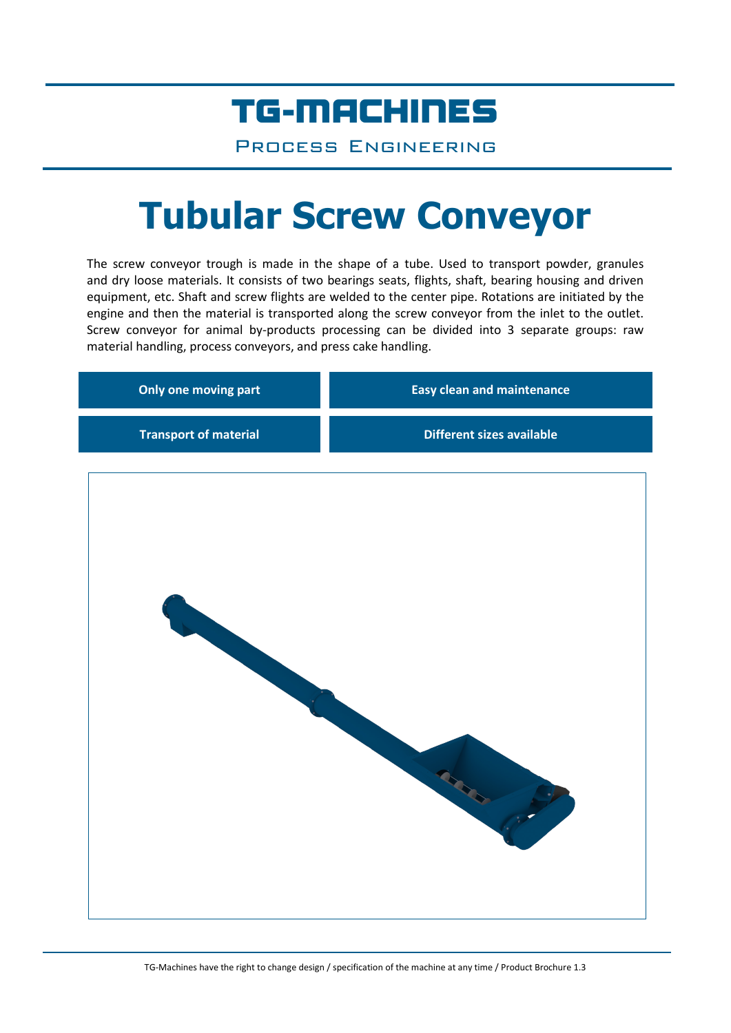TG-MACHINES

Process Engineering

# Tubular Screw Conveyor

The screw conveyor trough is made in the shape of a tube. Used to transport powder, granules and dry loose materials. It consists of two bearings seats, flights, shaft, bearing housing and driven equipment, etc. Shaft and screw flights are welded to the center pipe. Rotations are initiated by the engine and then the material is transported along the screw conveyor from the inlet to the outlet. Screw conveyor for animal by-products processing can be divided into 3 separate groups: raw material handling, process conveyors, and press cake handling.

| | |
|---|---|
| **Only one moving part** | **Easy clean and maintenance** |
| **Transport of material** | **Different sizes available** |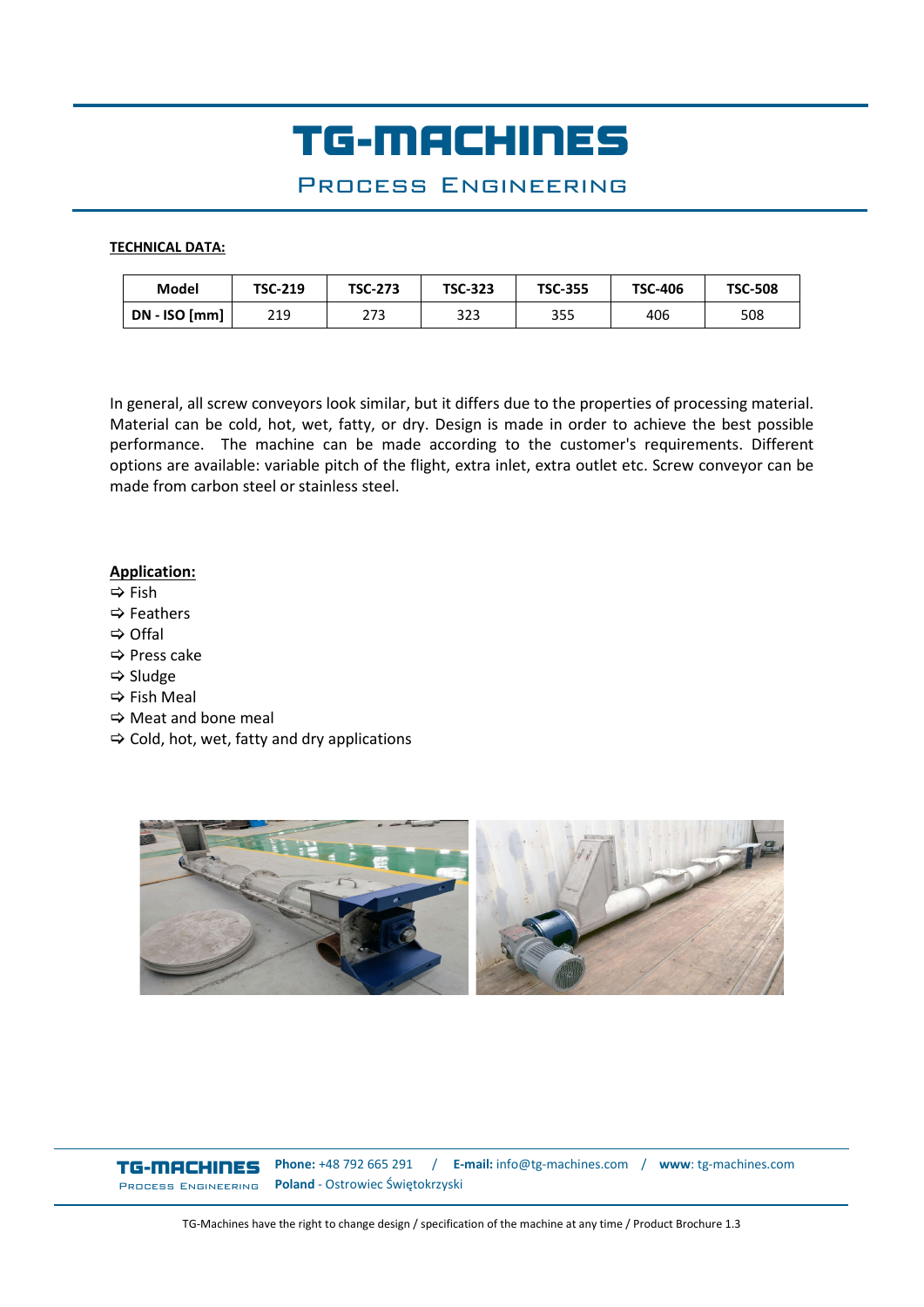**TECHNICAL DATA:**

| Model | TSC-219 | TSC-273 | TSC-323 | TSC-355 | TSC-406 | TSC-508 |
|---|---|---|---|---|---|---|
| DN - ISO [mm] | 219 | 273 | 323 | 355 | 406 | 508 |

In general, all screw conveyors look similar, but it differs due to the properties of processing material. Material can be cold, hot, wet, fatty, or dry. Design is made in order to achieve the best possible performance. The machine can be made according to the customer's requirements. Different options are available: variable pitch of the flight, extra inlet, extra outlet etc. Screw conveyor can be made from carbon steel or stainless steel.

**Application:**

⇨ Fish
⇨ Feathers
⇨ Offal
⇨ Press cake
⇨ Sludge
⇨ Fish Meal
⇨ Meat and bone meal
⇨ Cold, hot, wet, fatty and dry applications